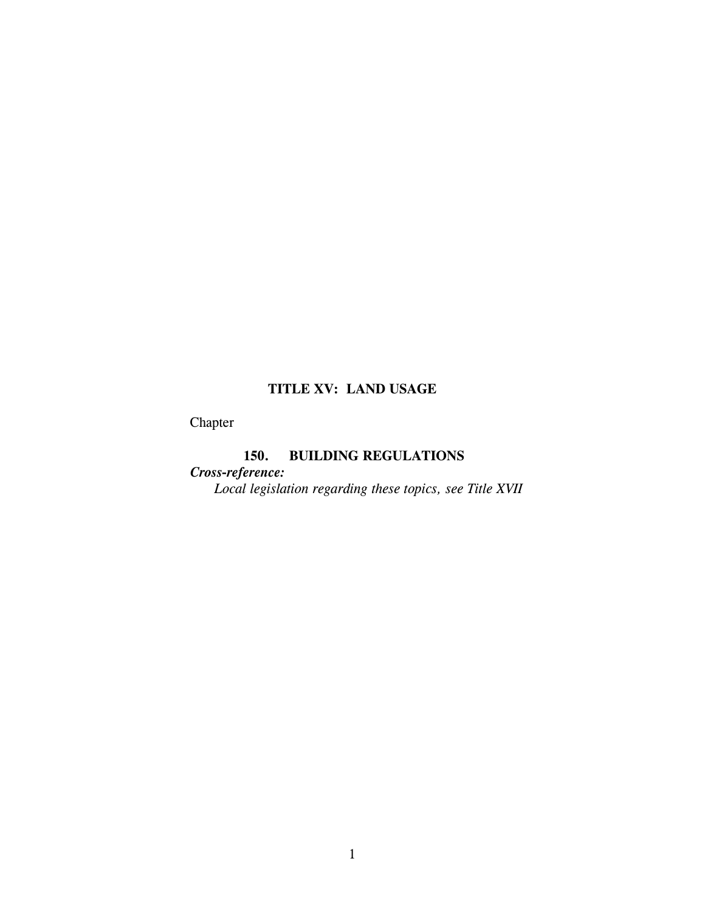# TITLE XV: LAND USAGE

Chapter

**150. BUILDING REGULATIONS**

***Cross-reference:***

*Local legislation regarding these topics, see Title XVII*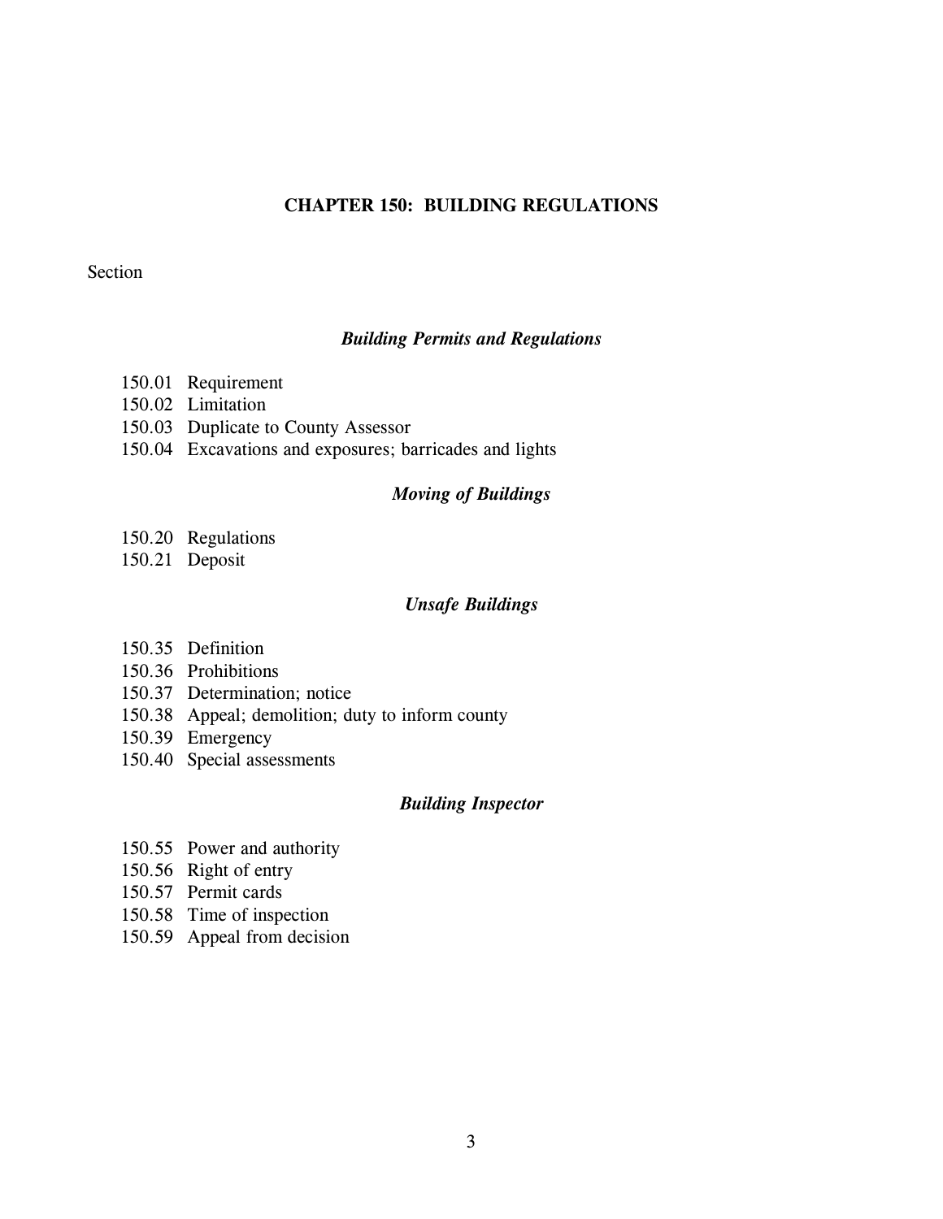# CHAPTER 150: BUILDING REGULATIONS

Section

### *Building Permits and Regulations*

150.01 Requirement
150.02 Limitation
150.03 Duplicate to County Assessor
150.04 Excavations and exposures; barricades and lights

### *Moving of Buildings*

150.20 Regulations
150.21 Deposit

### *Unsafe Buildings*

150.35 Definition
150.36 Prohibitions
150.37 Determination; notice
150.38 Appeal; demolition; duty to inform county
150.39 Emergency
150.40 Special assessments

### *Building Inspector*

150.55 Power and authority
150.56 Right of entry
150.57 Permit cards
150.58 Time of inspection
150.59 Appeal from decision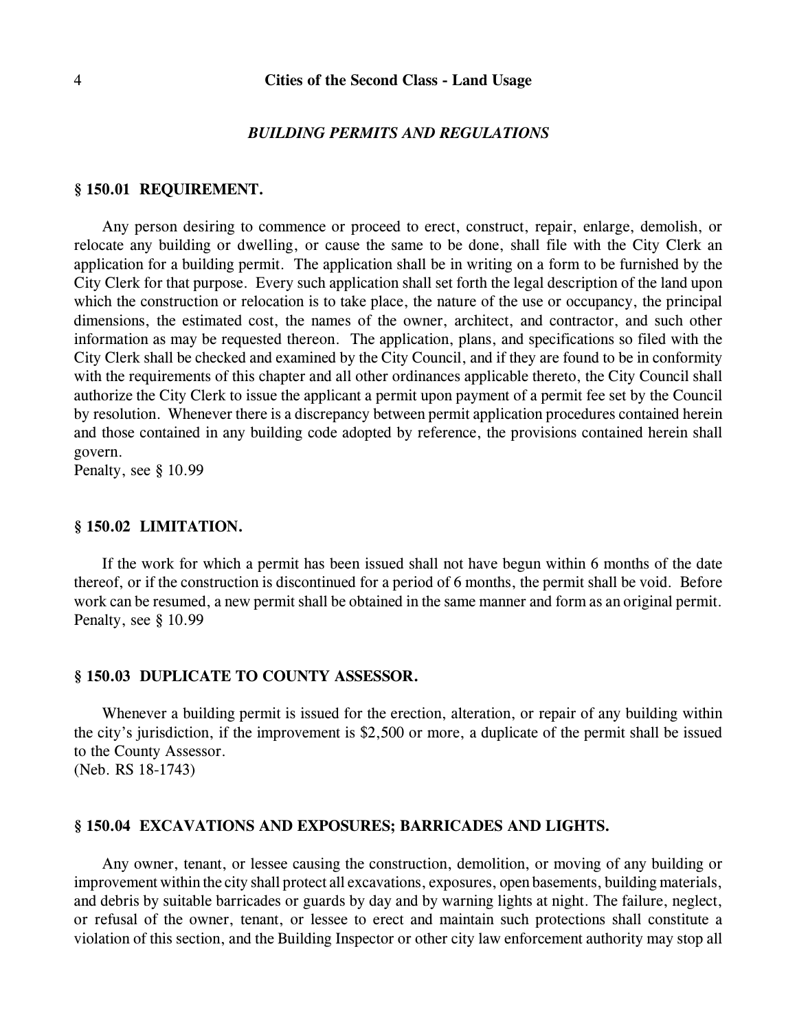## *BUILDING PERMITS AND REGULATIONS*

### § 150.01 REQUIREMENT.

Any person desiring to commence or proceed to erect, construct, repair, enlarge, demolish, or relocate any building or dwelling, or cause the same to be done, shall file with the City Clerk an application for a building permit. The application shall be in writing on a form to be furnished by the City Clerk for that purpose. Every such application shall set forth the legal description of the land upon which the construction or relocation is to take place, the nature of the use or occupancy, the principal dimensions, the estimated cost, the names of the owner, architect, and contractor, and such other information as may be requested thereon. The application, plans, and specifications so filed with the City Clerk shall be checked and examined by the City Council, and if they are found to be in conformity with the requirements of this chapter and all other ordinances applicable thereto, the City Council shall authorize the City Clerk to issue the applicant a permit upon payment of a permit fee set by the Council by resolution. Whenever there is a discrepancy between permit application procedures contained herein and those contained in any building code adopted by reference, the provisions contained herein shall govern.
Penalty, see § 10.99

### § 150.02 LIMITATION.

If the work for which a permit has been issued shall not have begun within 6 months of the date thereof, or if the construction is discontinued for a period of 6 months, the permit shall be void. Before work can be resumed, a new permit shall be obtained in the same manner and form as an original permit.
Penalty, see § 10.99

### § 150.03 DUPLICATE TO COUNTY ASSESSOR.

Whenever a building permit is issued for the erection, alteration, or repair of any building within the city's jurisdiction, if the improvement is $2,500 or more, a duplicate of the permit shall be issued to the County Assessor.
(Neb. RS 18-1743)

### § 150.04 EXCAVATIONS AND EXPOSURES; BARRICADES AND LIGHTS.

Any owner, tenant, or lessee causing the construction, demolition, or moving of any building or improvement within the city shall protect all excavations, exposures, open basements, building materials, and debris by suitable barricades or guards by day and by warning lights at night. The failure, neglect, or refusal of the owner, tenant, or lessee to erect and maintain such protections shall constitute a violation of this section, and the Building Inspector or other city law enforcement authority may stop all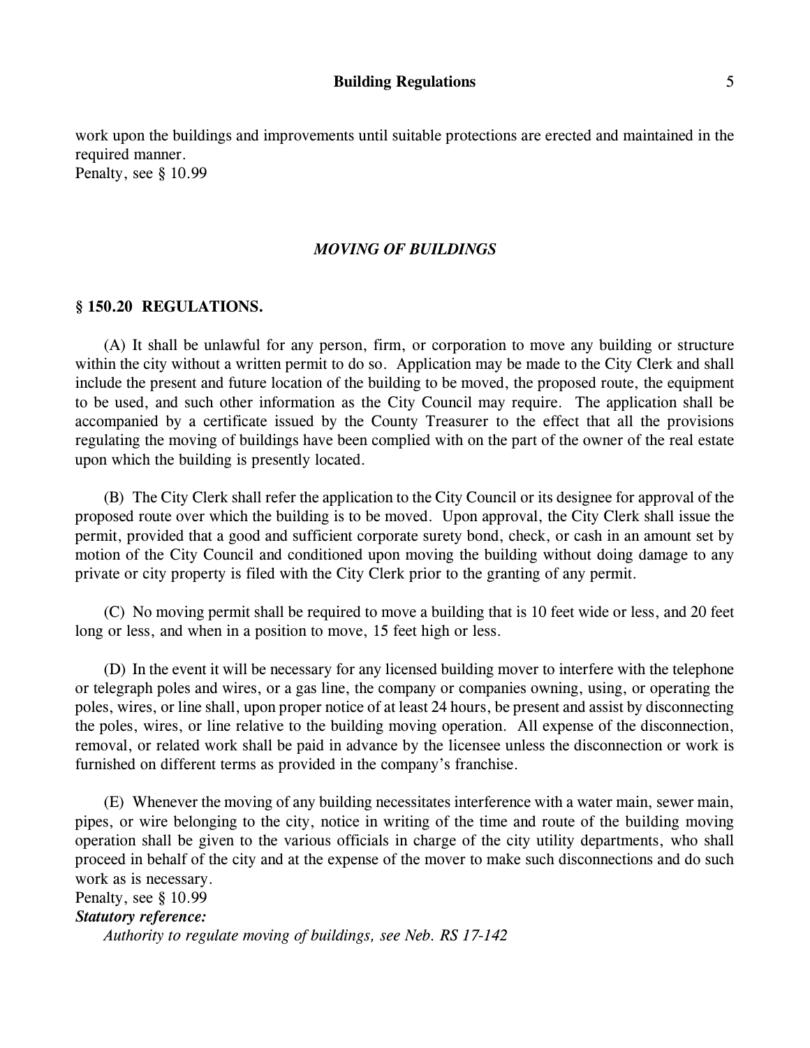work upon the buildings and improvements until suitable protections are erected and maintained in the required manner.
Penalty, see § 10.99

## *MOVING OF BUILDINGS*

### § 150.20 REGULATIONS.

(A) It shall be unlawful for any person, firm, or corporation to move any building or structure within the city without a written permit to do so. Application may be made to the City Clerk and shall include the present and future location of the building to be moved, the proposed route, the equipment to be used, and such other information as the City Council may require. The application shall be accompanied by a certificate issued by the County Treasurer to the effect that all the provisions regulating the moving of buildings have been complied with on the part of the owner of the real estate upon which the building is presently located.

(B) The City Clerk shall refer the application to the City Council or its designee for approval of the proposed route over which the building is to be moved. Upon approval, the City Clerk shall issue the permit, provided that a good and sufficient corporate surety bond, check, or cash in an amount set by motion of the City Council and conditioned upon moving the building without doing damage to any private or city property is filed with the City Clerk prior to the granting of any permit.

(C) No moving permit shall be required to move a building that is 10 feet wide or less, and 20 feet long or less, and when in a position to move, 15 feet high or less.

(D) In the event it will be necessary for any licensed building mover to interfere with the telephone or telegraph poles and wires, or a gas line, the company or companies owning, using, or operating the poles, wires, or line shall, upon proper notice of at least 24 hours, be present and assist by disconnecting the poles, wires, or line relative to the building moving operation. All expense of the disconnection, removal, or related work shall be paid in advance by the licensee unless the disconnection or work is furnished on different terms as provided in the company's franchise.

(E) Whenever the moving of any building necessitates interference with a water main, sewer main, pipes, or wire belonging to the city, notice in writing of the time and route of the building moving operation shall be given to the various officials in charge of the city utility departments, who shall proceed in behalf of the city and at the expense of the mover to make such disconnections and do such work as is necessary.
Penalty, see § 10.99

***Statutory reference:***

*Authority to regulate moving of buildings, see Neb. RS 17-142*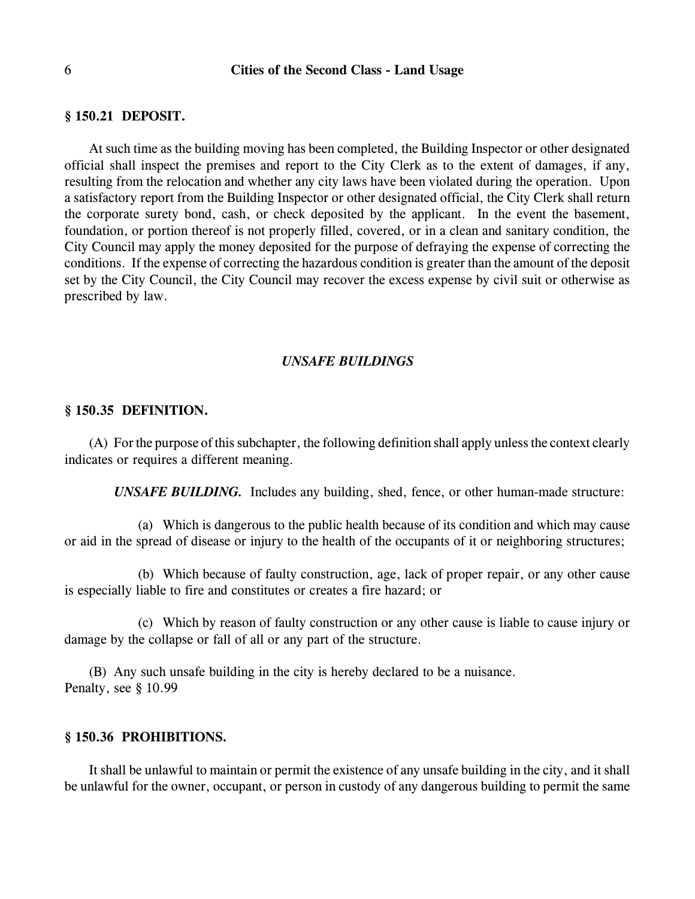### § 150.21 DEPOSIT.

At such time as the building moving has been completed, the Building Inspector or other designated official shall inspect the premises and report to the City Clerk as to the extent of damages, if any, resulting from the relocation and whether any city laws have been violated during the operation. Upon a satisfactory report from the Building Inspector or other designated official, the City Clerk shall return the corporate surety bond, cash, or check deposited by the applicant. In the event the basement, foundation, or portion thereof is not properly filled, covered, or in a clean and sanitary condition, the City Council may apply the money deposited for the purpose of defraying the expense of correcting the conditions. If the expense of correcting the hazardous condition is greater than the amount of the deposit set by the City Council, the City Council may recover the excess expense by civil suit or otherwise as prescribed by law.

## *UNSAFE BUILDINGS*

### § 150.35 DEFINITION.

(A) For the purpose of this subchapter, the following definition shall apply unless the context clearly indicates or requires a different meaning.

***UNSAFE BUILDING.*** Includes any building, shed, fence, or other human-made structure:

(a) Which is dangerous to the public health because of its condition and which may cause or aid in the spread of disease or injury to the health of the occupants of it or neighboring structures;

(b) Which because of faulty construction, age, lack of proper repair, or any other cause is especially liable to fire and constitutes or creates a fire hazard; or

(c) Which by reason of faulty construction or any other cause is liable to cause injury or damage by the collapse or fall of all or any part of the structure.

(B) Any such unsafe building in the city is hereby declared to be a nuisance.
Penalty, see § 10.99

### § 150.36 PROHIBITIONS.

It shall be unlawful to maintain or permit the existence of any unsafe building in the city, and it shall be unlawful for the owner, occupant, or person in custody of any dangerous building to permit the same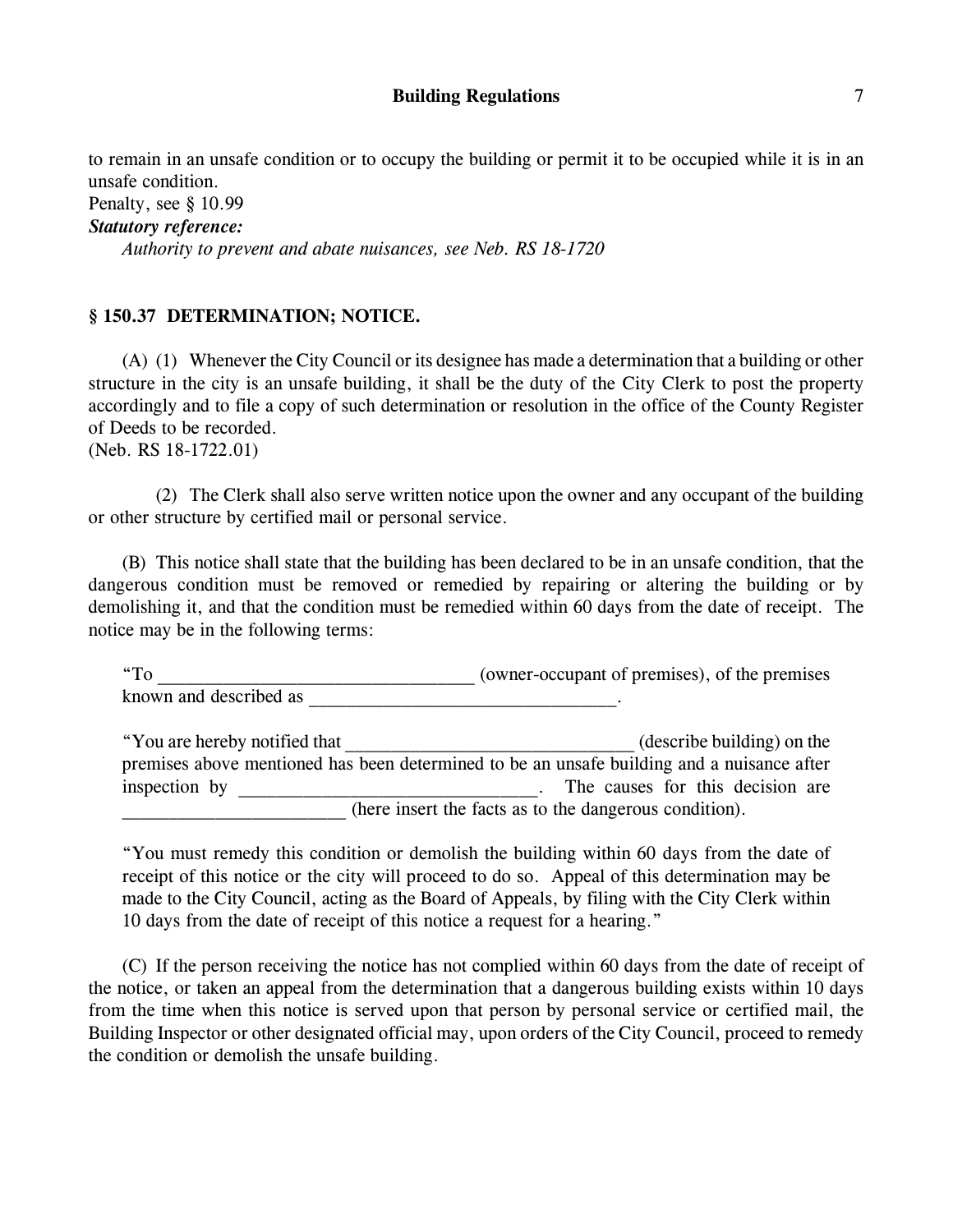to remain in an unsafe condition or to occupy the building or permit it to be occupied while it is in an unsafe condition.

Penalty, see § 10.99

***Statutory reference:***

*Authority to prevent and abate nuisances, see Neb. RS 18-1720*

## § 150.37 DETERMINATION; NOTICE.

(A) (1) Whenever the City Council or its designee has made a determination that a building or other structure in the city is an unsafe building, it shall be the duty of the City Clerk to post the property accordingly and to file a copy of such determination or resolution in the office of the County Register of Deeds to be recorded.

(Neb. RS 18-1722.01)

(2) The Clerk shall also serve written notice upon the owner and any occupant of the building or other structure by certified mail or personal service.

(B) This notice shall state that the building has been declared to be in an unsafe condition, that the dangerous condition must be removed or remedied by repairing or altering the building or by demolishing it, and that the condition must be remedied within 60 days from the date of receipt. The notice may be in the following terms:

> "To _________________________________ (owner-occupant of premises), of the premises known and described as _________________________________.
>
> "You are hereby notified that _______________________________ (describe building) on the premises above mentioned has been determined to be an unsafe building and a nuisance after inspection by _______________________________. The causes for this decision are ________________________ (here insert the facts as to the dangerous condition).
>
> "You must remedy this condition or demolish the building within 60 days from the date of receipt of this notice or the city will proceed to do so. Appeal of this determination may be made to the City Council, acting as the Board of Appeals, by filing with the City Clerk within 10 days from the date of receipt of this notice a request for a hearing."

(C) If the person receiving the notice has not complied within 60 days from the date of receipt of the notice, or taken an appeal from the determination that a dangerous building exists within 10 days from the time when this notice is served upon that person by personal service or certified mail, the Building Inspector or other designated official may, upon orders of the City Council, proceed to remedy the condition or demolish the unsafe building.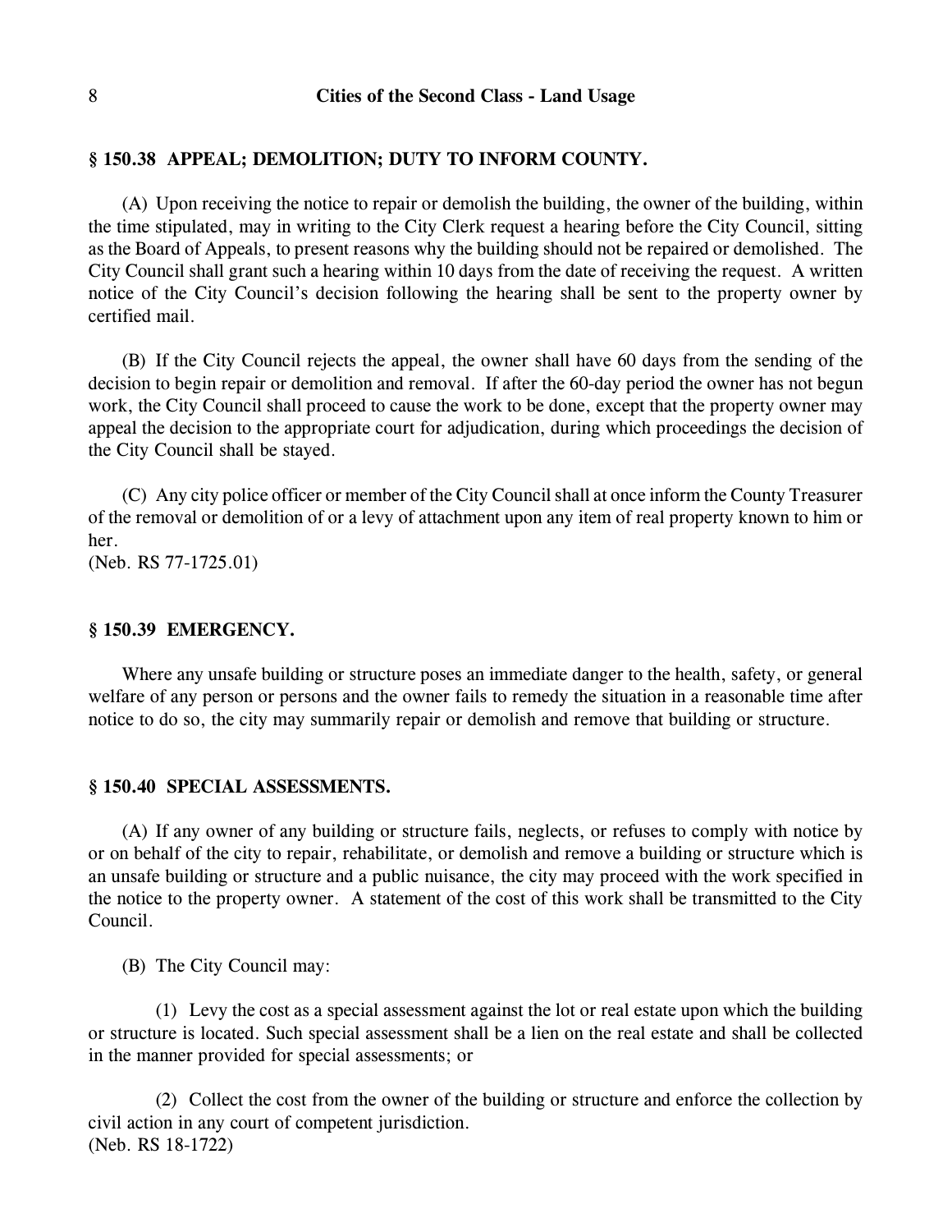## § 150.38 APPEAL; DEMOLITION; DUTY TO INFORM COUNTY.

(A) Upon receiving the notice to repair or demolish the building, the owner of the building, within the time stipulated, may in writing to the City Clerk request a hearing before the City Council, sitting as the Board of Appeals, to present reasons why the building should not be repaired or demolished. The City Council shall grant such a hearing within 10 days from the date of receiving the request. A written notice of the City Council's decision following the hearing shall be sent to the property owner by certified mail.

(B) If the City Council rejects the appeal, the owner shall have 60 days from the sending of the decision to begin repair or demolition and removal. If after the 60-day period the owner has not begun work, the City Council shall proceed to cause the work to be done, except that the property owner may appeal the decision to the appropriate court for adjudication, during which proceedings the decision of the City Council shall be stayed.

(C) Any city police officer or member of the City Council shall at once inform the County Treasurer of the removal or demolition of or a levy of attachment upon any item of real property known to him or her.
(Neb. RS 77-1725.01)

## § 150.39 EMERGENCY.

Where any unsafe building or structure poses an immediate danger to the health, safety, or general welfare of any person or persons and the owner fails to remedy the situation in a reasonable time after notice to do so, the city may summarily repair or demolish and remove that building or structure.

## § 150.40 SPECIAL ASSESSMENTS.

(A) If any owner of any building or structure fails, neglects, or refuses to comply with notice by or on behalf of the city to repair, rehabilitate, or demolish and remove a building or structure which is an unsafe building or structure and a public nuisance, the city may proceed with the work specified in the notice to the property owner. A statement of the cost of this work shall be transmitted to the City Council.

(B) The City Council may:

(1) Levy the cost as a special assessment against the lot or real estate upon which the building or structure is located. Such special assessment shall be a lien on the real estate and shall be collected in the manner provided for special assessments; or

(2) Collect the cost from the owner of the building or structure and enforce the collection by civil action in any court of competent jurisdiction.
(Neb. RS 18-1722)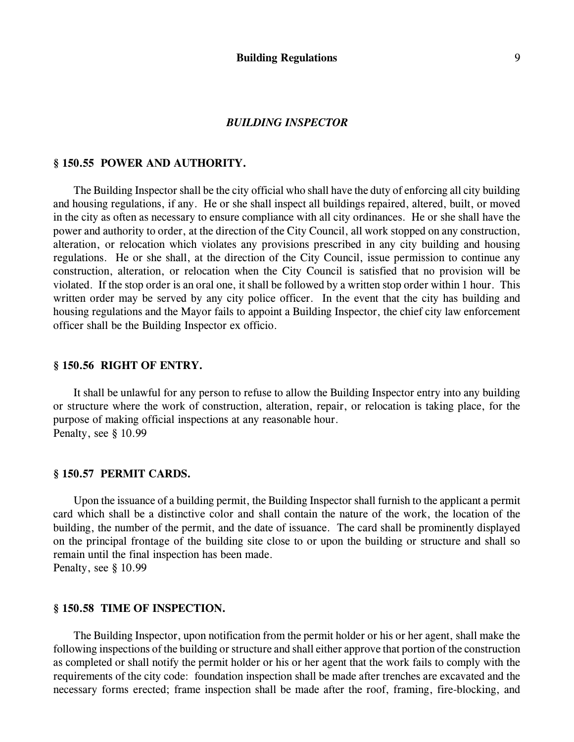### *BUILDING INSPECTOR*

### § 150.55 POWER AND AUTHORITY.

The Building Inspector shall be the city official who shall have the duty of enforcing all city building and housing regulations, if any. He or she shall inspect all buildings repaired, altered, built, or moved in the city as often as necessary to ensure compliance with all city ordinances. He or she shall have the power and authority to order, at the direction of the City Council, all work stopped on any construction, alteration, or relocation which violates any provisions prescribed in any city building and housing regulations. He or she shall, at the direction of the City Council, issue permission to continue any construction, alteration, or relocation when the City Council is satisfied that no provision will be violated. If the stop order is an oral one, it shall be followed by a written stop order within 1 hour. This written order may be served by any city police officer. In the event that the city has building and housing regulations and the Mayor fails to appoint a Building Inspector, the chief city law enforcement officer shall be the Building Inspector ex officio.

### § 150.56 RIGHT OF ENTRY.

It shall be unlawful for any person to refuse to allow the Building Inspector entry into any building or structure where the work of construction, alteration, repair, or relocation is taking place, for the purpose of making official inspections at any reasonable hour.
Penalty, see § 10.99

### § 150.57 PERMIT CARDS.

Upon the issuance of a building permit, the Building Inspector shall furnish to the applicant a permit card which shall be a distinctive color and shall contain the nature of the work, the location of the building, the number of the permit, and the date of issuance. The card shall be prominently displayed on the principal frontage of the building site close to or upon the building or structure and shall so remain until the final inspection has been made.
Penalty, see § 10.99

### § 150.58 TIME OF INSPECTION.

The Building Inspector, upon notification from the permit holder or his or her agent, shall make the following inspections of the building or structure and shall either approve that portion of the construction as completed or shall notify the permit holder or his or her agent that the work fails to comply with the requirements of the city code: foundation inspection shall be made after trenches are excavated and the necessary forms erected; frame inspection shall be made after the roof, framing, fire-blocking, and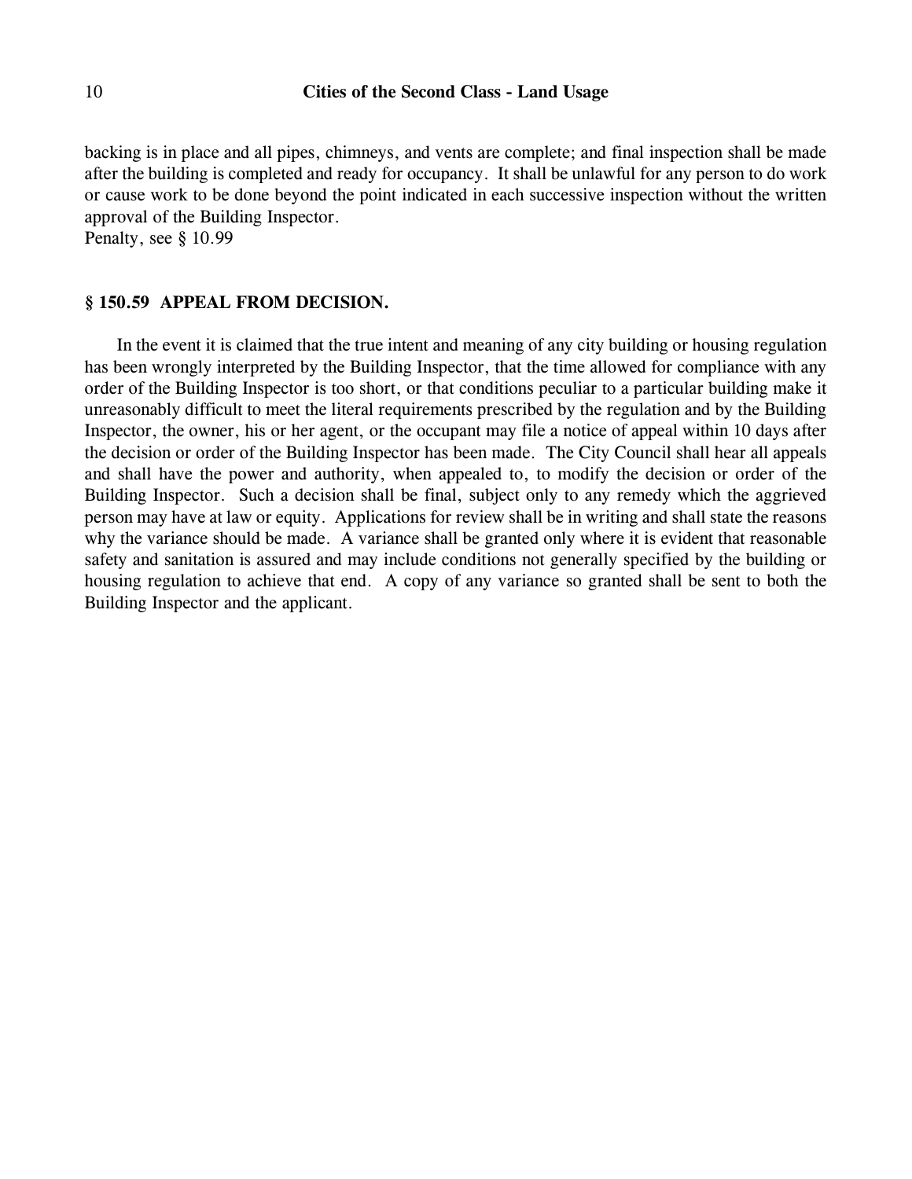backing is in place and all pipes, chimneys, and vents are complete; and final inspection shall be made after the building is completed and ready for occupancy. It shall be unlawful for any person to do work or cause work to be done beyond the point indicated in each successive inspection without the written approval of the Building Inspector.
Penalty, see § 10.99

### § 150.59 APPEAL FROM DECISION.

In the event it is claimed that the true intent and meaning of any city building or housing regulation has been wrongly interpreted by the Building Inspector, that the time allowed for compliance with any order of the Building Inspector is too short, or that conditions peculiar to a particular building make it unreasonably difficult to meet the literal requirements prescribed by the regulation and by the Building Inspector, the owner, his or her agent, or the occupant may file a notice of appeal within 10 days after the decision or order of the Building Inspector has been made. The City Council shall hear all appeals and shall have the power and authority, when appealed to, to modify the decision or order of the Building Inspector. Such a decision shall be final, subject only to any remedy which the aggrieved person may have at law or equity. Applications for review shall be in writing and shall state the reasons why the variance should be made. A variance shall be granted only where it is evident that reasonable safety and sanitation is assured and may include conditions not generally specified by the building or housing regulation to achieve that end. A copy of any variance so granted shall be sent to both the Building Inspector and the applicant.